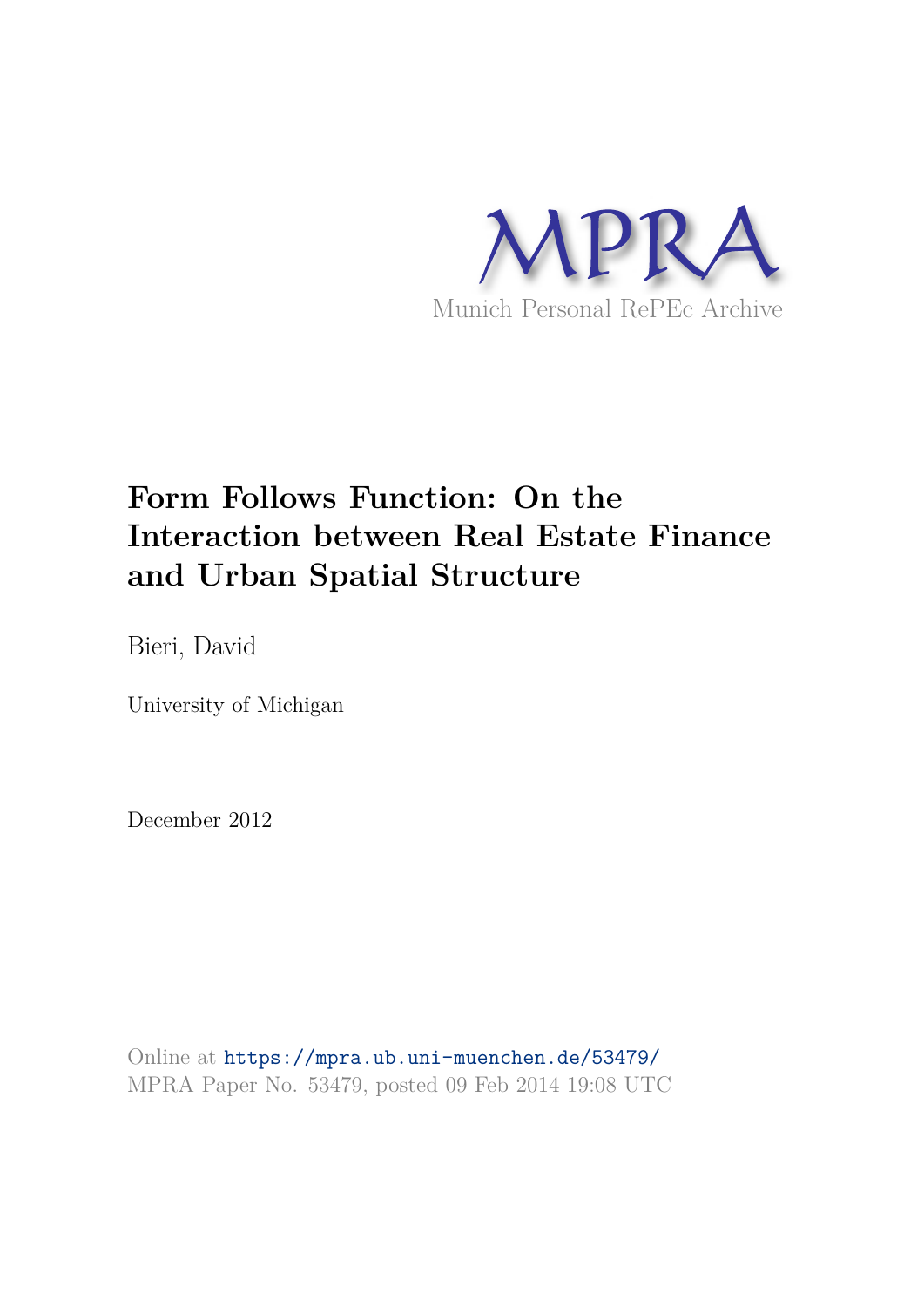MPRA

Munich Personal RePEc Archive

# Form Follows Function: On the Interaction between Real Estate Finance and Urban Spatial Structure

Bieri, David

University of Michigan

December 2012

Online at https://mpra.ub.uni-muenchen.de/53479/

MPRA Paper No. 53479, posted 09 Feb 2014 19:08 UTC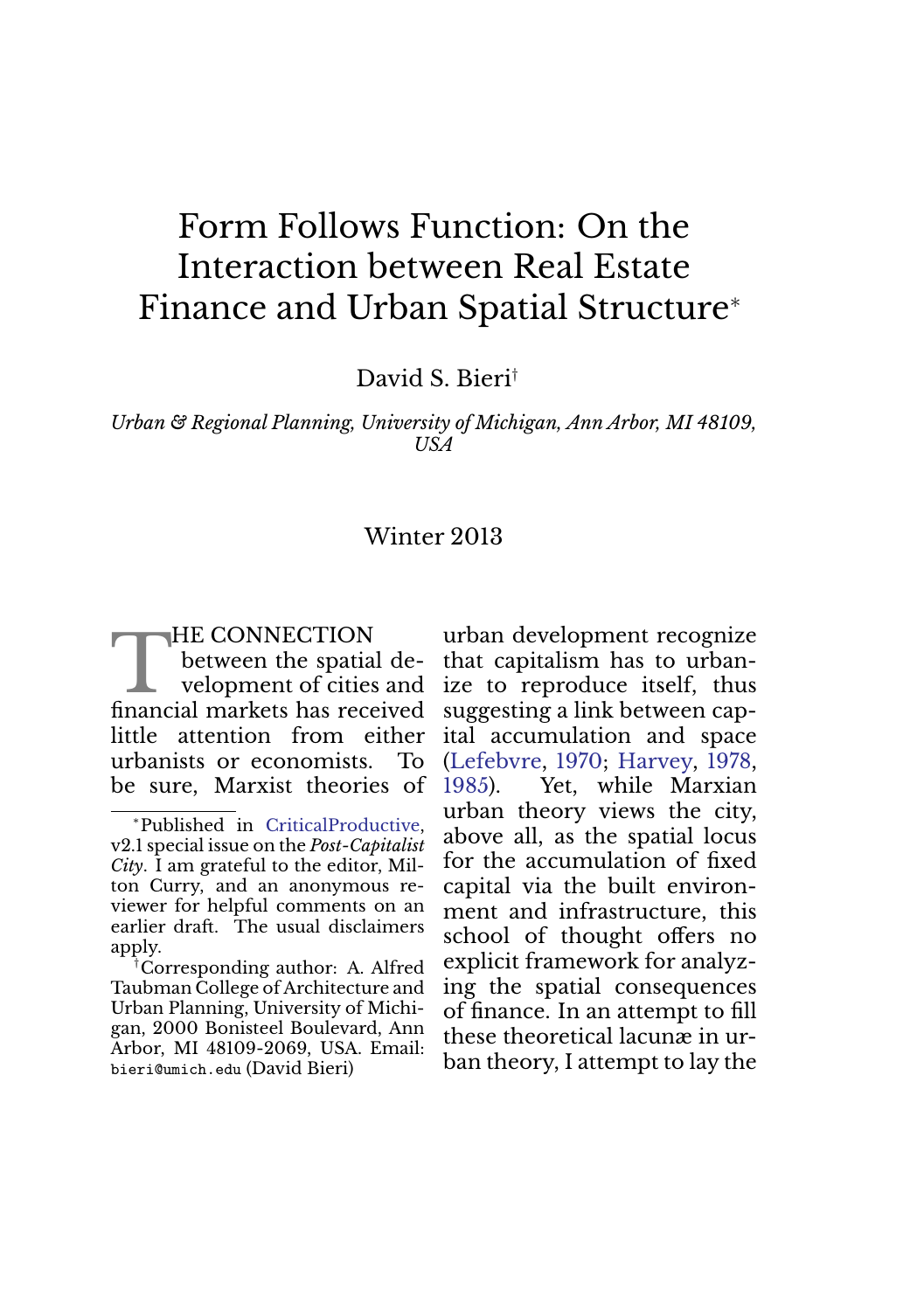# Form Follows Function: On the Interaction between Real Estate Finance and Urban Spatial Structure[*]

David S. Bieri[†]

*Urban & Regional Planning, University of Michigan, Ann Arbor, MI 48109, USA*

Winter 2013

THE CONNECTION between the spatial development of cities and financial markets has received little attention from either urbanists or economists. To be sure, Marxist theories of urban development recognize that capitalism has to urbanize to reproduce itself, thus suggesting a link between capital accumulation and space (Lefebvre, 1970; Harvey, 1978, 1985). Yet, while Marxian urban theory views the city, above all, as the spatial locus for the accumulation of fixed capital via the built environment and infrastructure, this school of thought offers no explicit framework for analyzing the spatial consequences of finance. In an attempt to fill these theoretical lacunæ in urban theory, I attempt to lay the

[*] Published in CriticalProductive, v2.1 special issue on the *Post-Capitalist City*. I am grateful to the editor, Milton Curry, and an anonymous reviewer for helpful comments on an earlier draft. The usual disclaimers apply.

[†] Corresponding author: A. Alfred Taubman College of Architecture and Urban Planning, University of Michigan, 2000 Bonisteel Boulevard, Ann Arbor, MI 48109-2069, USA. Email: bieri@umich.edu (David Bieri)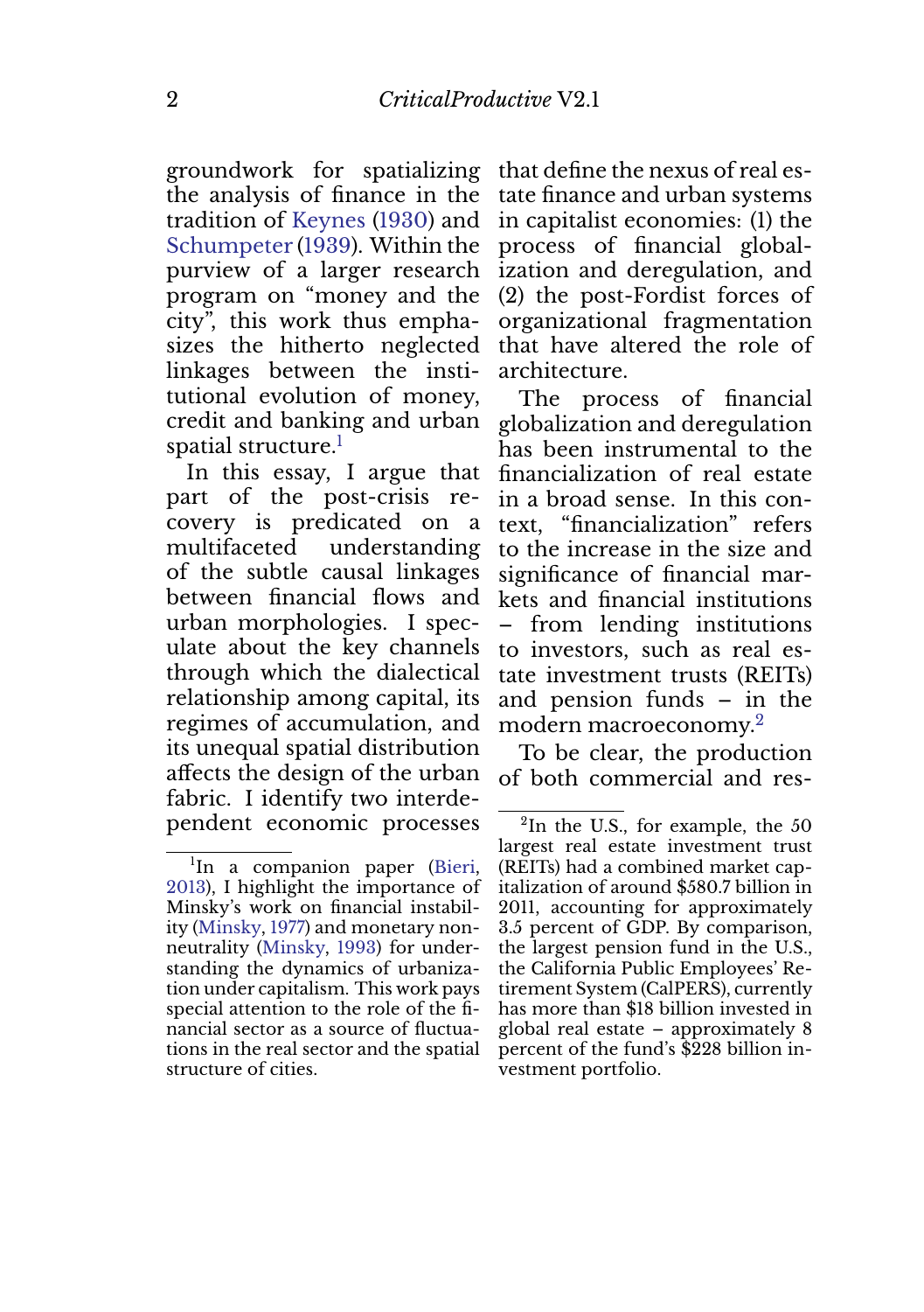groundwork for spatializing the analysis of finance in the tradition of Keynes (1930) and Schumpeter (1939). Within the purview of a larger research program on "money and the city", this work thus emphasizes the hitherto neglected linkages between the institutional evolution of money, credit and banking and urban spatial structure.[1]

In this essay, I argue that part of the post-crisis recovery is predicated on a multifaceted understanding of the subtle causal linkages between financial flows and urban morphologies. I speculate about the key channels through which the dialectical relationship among capital, its regimes of accumulation, and its unequal spatial distribution affects the design of the urban fabric. I identify two interdependent economic processes that define the nexus of real estate finance and urban systems in capitalist economies: (1) the process of financial globalization and deregulation, and (2) the post-Fordist forces of organizational fragmentation that have altered the role of architecture.

The process of financial globalization and deregulation has been instrumental to the financialization of real estate in a broad sense. In this context, "financialization" refers to the increase in the size and significance of financial markets and financial institutions – from lending institutions to investors, such as real estate investment trusts (REITs) and pension funds – in the modern macroeconomy.[2]

To be clear, the production of both commercial and res-

[1] In a companion paper (Bieri, 2013), I highlight the importance of Minsky's work on financial instability (Minsky, 1977) and monetary non-neutrality (Minsky, 1993) for understanding the dynamics of urbanization under capitalism. This work pays special attention to the role of the financial sector as a source of fluctuations in the real sector and the spatial structure of cities.

[2] In the U.S., for example, the 50 largest real estate investment trust (REITs) had a combined market capitalization of around $580.7 billion in 2011, accounting for approximately 3.5 percent of GDP. By comparison, the largest pension fund in the U.S., the California Public Employees' Retirement System (CalPERS), currently has more than $18 billion invested in global real estate – approximately 8 percent of the fund's $228 billion investment portfolio.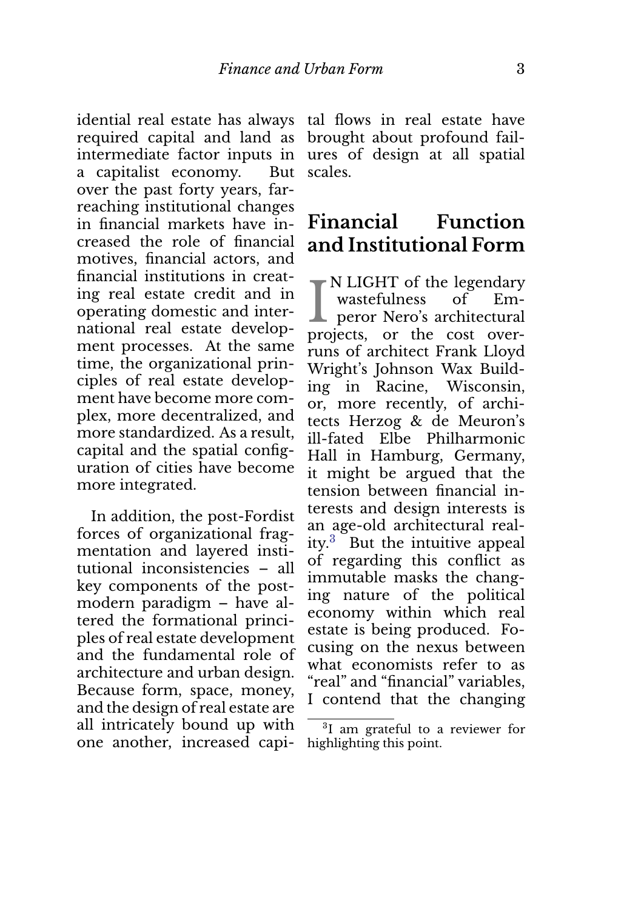idential real estate has always required capital and land as intermediate factor inputs in a capitalist economy. But over the past forty years, far-reaching institutional changes in financial markets have increased the role of financial motives, financial actors, and financial institutions in creating real estate credit and in operating domestic and international real estate development processes. At the same time, the organizational principles of real estate development have become more complex, more decentralized, and more standardized. As a result, capital and the spatial configuration of cities have become more integrated.

In addition, the post-Fordist forces of organizational fragmentation and layered institutional inconsistencies – all key components of the post-modern paradigm – have altered the formational principles of real estate development and the fundamental role of architecture and urban design. Because form, space, money, and the design of real estate are all intricately bound up with one another, increased capital flows in real estate have brought about profound failures of design at all spatial scales.

## Financial Function and Institutional Form

IN LIGHT of the legendary wastefulness of Emperor Nero's architectural projects, or the cost overruns of architect Frank Lloyd Wright's Johnson Wax Building in Racine, Wisconsin, or, more recently, of architects Herzog & de Meuron's ill-fated Elbe Philharmonic Hall in Hamburg, Germany, it might be argued that the tension between financial interests and design interests is an age-old architectural reality.[3] But the intuitive appeal of regarding this conflict as immutable masks the changing nature of the political economy within which real estate is being produced. Focusing on the nexus between what economists refer to as "real" and "financial" variables, I contend that the changing

[3] I am grateful to a reviewer for highlighting this point.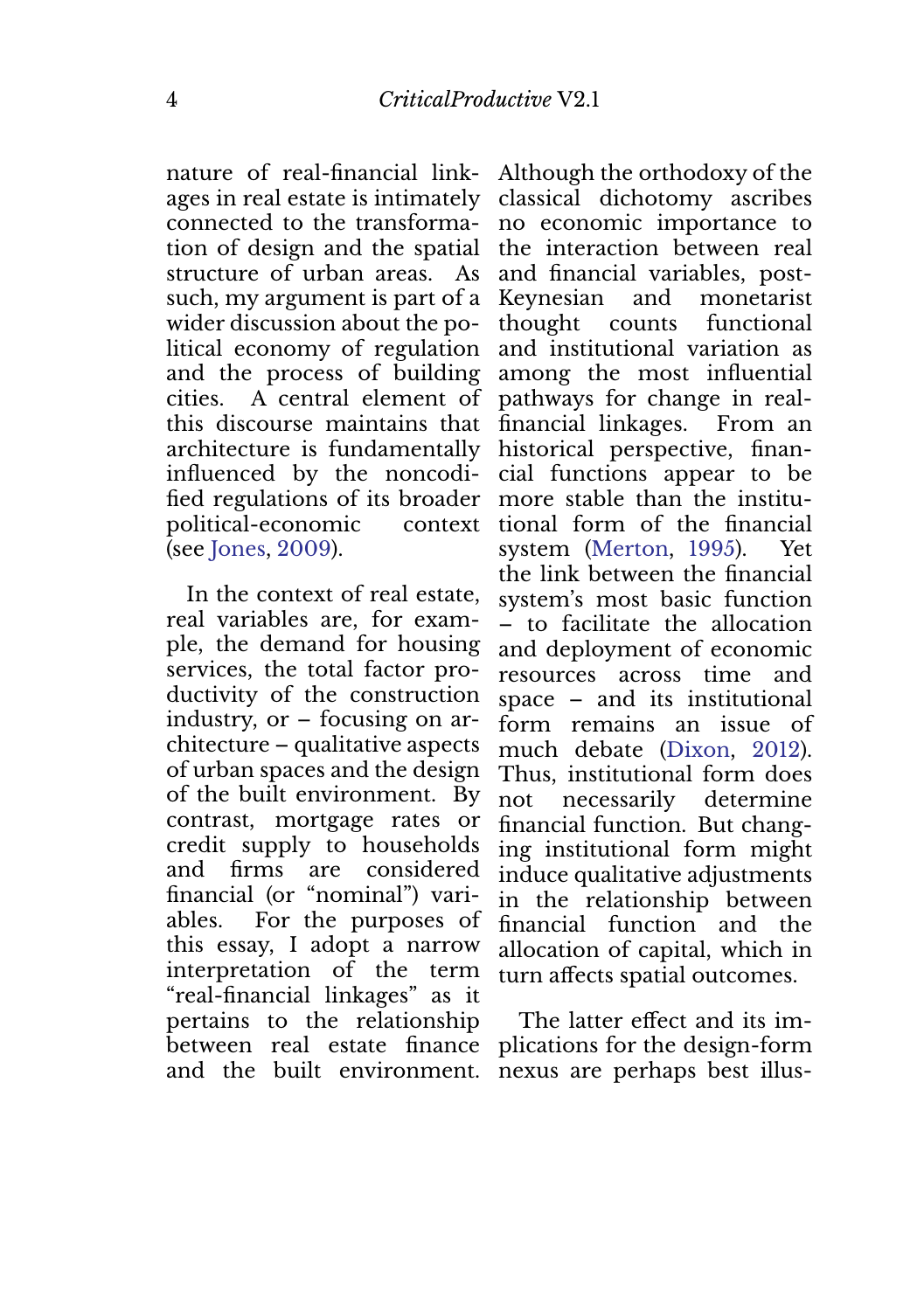nature of real-financial linkages in real estate is intimately connected to the transformation of design and the spatial structure of urban areas. As such, my argument is part of a wider discussion about the political economy of regulation and the process of building cities. A central element of this discourse maintains that architecture is fundamentally influenced by the noncodified regulations of its broader political-economic context (see Jones, 2009).

In the context of real estate, real variables are, for example, the demand for housing services, the total factor productivity of the construction industry, or – focusing on architecture – qualitative aspects of urban spaces and the design of the built environment. By contrast, mortgage rates or credit supply to households and firms are considered financial (or "nominal") variables. For the purposes of this essay, I adopt a narrow interpretation of the term "real-financial linkages" as it pertains to the relationship between real estate finance and the built environment. Although the orthodoxy of the classical dichotomy ascribes no economic importance to the interaction between real and financial variables, post-Keynesian and monetarist thought counts functional and institutional variation as among the most influential pathways for change in real-financial linkages. From an historical perspective, financial functions appear to be more stable than the institutional form of the financial system (Merton, 1995). Yet the link between the financial system's most basic function – to facilitate the allocation and deployment of economic resources across time and space – and its institutional form remains an issue of much debate (Dixon, 2012). Thus, institutional form does not necessarily determine financial function. But changing institutional form might induce qualitative adjustments in the relationship between financial function and the allocation of capital, which in turn affects spatial outcomes.

The latter effect and its implications for the design-form nexus are perhaps best illus-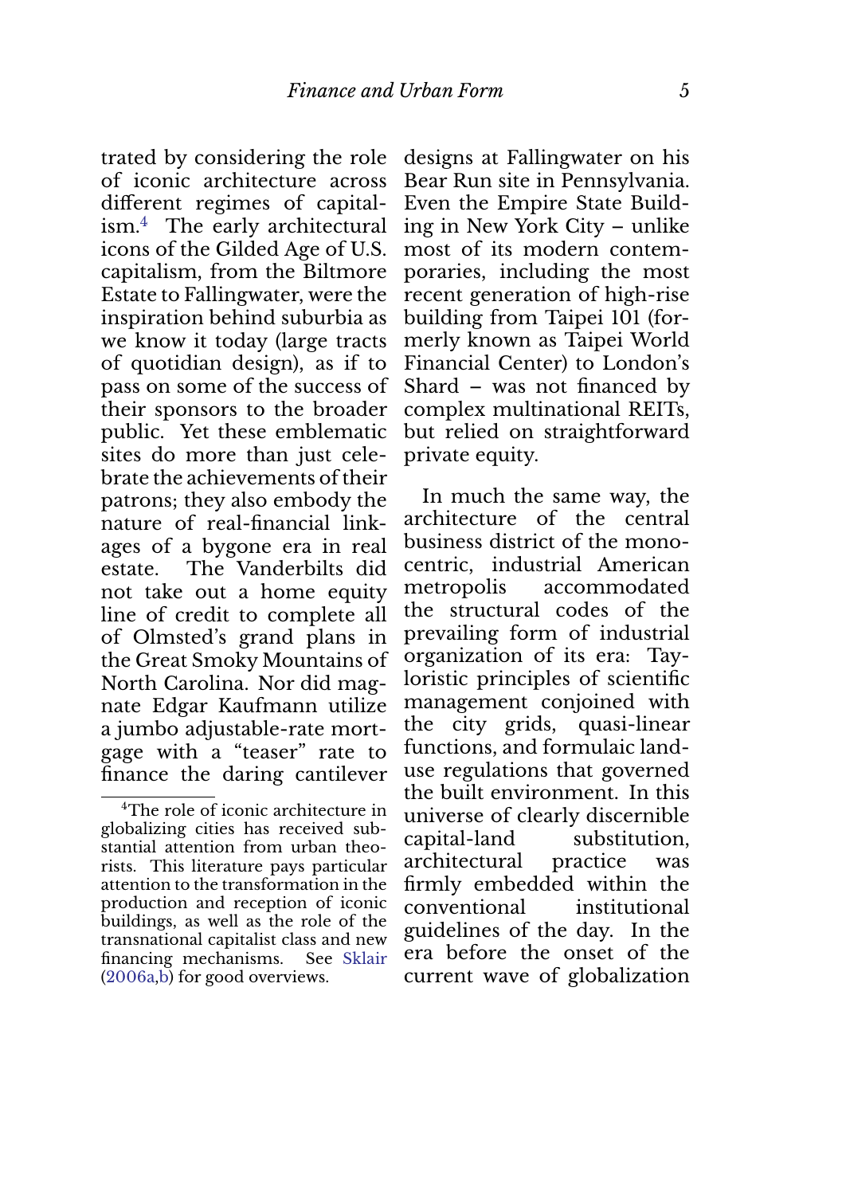trated by considering the role of iconic architecture across different regimes of capitalism.[4] The early architectural icons of the Gilded Age of U.S. capitalism, from the Biltmore Estate to Fallingwater, were the inspiration behind suburbia as we know it today (large tracts of quotidian design), as if to pass on some of the success of their sponsors to the broader public. Yet these emblematic sites do more than just celebrate the achievements of their patrons; they also embody the nature of real-financial linkages of a bygone era in real estate. The Vanderbilts did not take out a home equity line of credit to complete all of Olmsted's grand plans in the Great Smoky Mountains of North Carolina. Nor did magnate Edgar Kaufmann utilize a jumbo adjustable-rate mortgage with a "teaser" rate to finance the daring cantilever designs at Fallingwater on his Bear Run site in Pennsylvania. Even the Empire State Building in New York City – unlike most of its modern contemporaries, including the most recent generation of high-rise building from Taipei 101 (formerly known as Taipei World Financial Center) to London's Shard – was not financed by complex multinational REITs, but relied on straightforward private equity.

In much the same way, the architecture of the central business district of the monocentric, industrial American metropolis accommodated the structural codes of the prevailing form of industrial organization of its era: Tayloristic principles of scientific management conjoined with the city grids, quasi-linear functions, and formulaic land-use regulations that governed the built environment. In this universe of clearly discernible capital-land substitution, architectural practice was firmly embedded within the conventional institutional guidelines of the day. In the era before the onset of the current wave of globalization

[4] The role of iconic architecture in globalizing cities has received substantial attention from urban theorists. This literature pays particular attention to the transformation in the production and reception of iconic buildings, as well as the role of the transnational capitalist class and new financing mechanisms. See Sklair (2006a,b) for good overviews.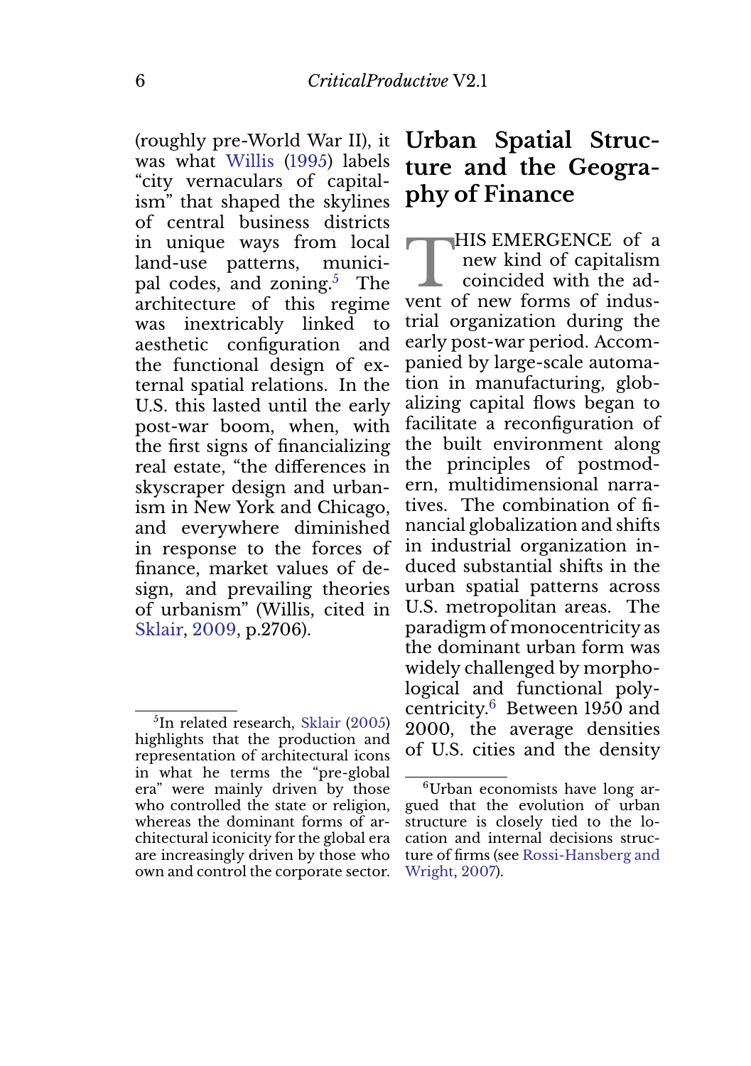(roughly pre-World War II), it was what Willis (1995) labels "city vernaculars of capitalism" that shaped the skylines of central business districts in unique ways from local land-use patterns, municipal codes, and zoning.[5] The architecture of this regime was inextricably linked to aesthetic configuration and the functional design of external spatial relations. In the U.S. this lasted until the early post-war boom, when, with the first signs of financializing real estate, "the differences in skyscraper design and urbanism in New York and Chicago, and everywhere diminished in response to the forces of finance, market values of design, and prevailing theories of urbanism" (Willis, cited in Sklair, 2009, p.2706).

## Urban Spatial Structure and the Geography of Finance

THIS EMERGENCE of a new kind of capitalism coincided with the advent of new forms of industrial organization during the early post-war period. Accompanied by large-scale automation in manufacturing, globalizing capital flows began to facilitate a reconfiguration of the built environment along the principles of postmodern, multidimensional narratives. The combination of financial globalization and shifts in industrial organization induced substantial shifts in the urban spatial patterns across U.S. metropolitan areas. The paradigm of monocentricity as the dominant urban form was widely challenged by morphological and functional polycentricity.[6] Between 1950 and 2000, the average densities of U.S. cities and the density

[5] In related research, Sklair (2005) highlights that the production and representation of architectural icons in what he terms the "pre-global era" were mainly driven by those who controlled the state or religion, whereas the dominant forms of architectural iconicity for the global era are increasingly driven by those who own and control the corporate sector.

[6] Urban economists have long argued that the evolution of urban structure is closely tied to the location and internal decisions structure of firms (see Rossi-Hansberg and Wright, 2007).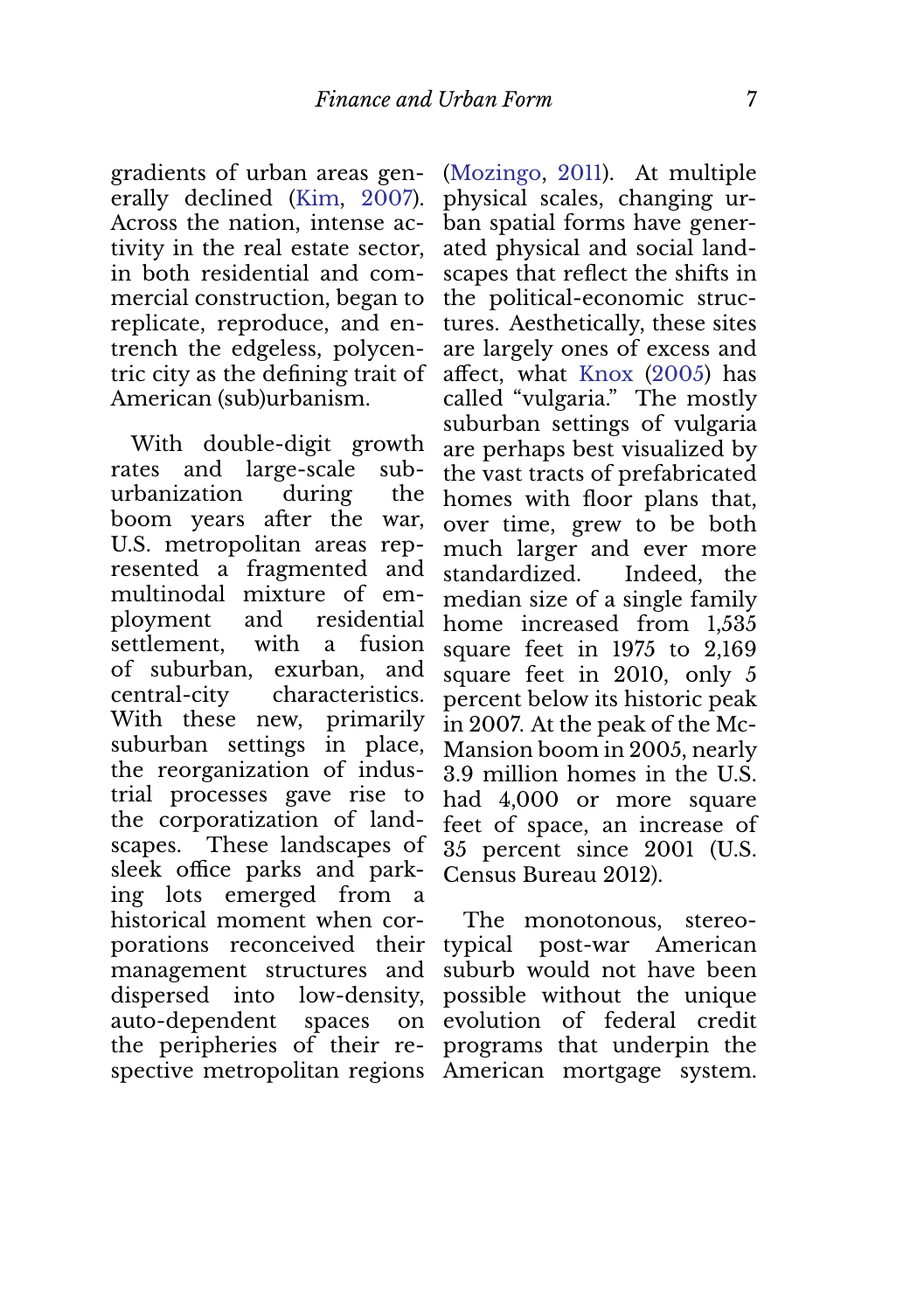gradients of urban areas generally declined (Kim, 2007). Across the nation, intense activity in the real estate sector, in both residential and commercial construction, began to replicate, reproduce, and entrench the edgeless, polycentric city as the defining trait of American (sub)urbanism.

With double-digit growth rates and large-scale suburbanization during the boom years after the war, U.S. metropolitan areas represented a fragmented and multinodal mixture of employment and residential settlement, with a fusion of suburban, exurban, and central-city characteristics. With these new, primarily suburban settings in place, the reorganization of industrial processes gave rise to the corporatization of landscapes. These landscapes of sleek office parks and parking lots emerged from a historical moment when corporations reconceived their management structures and dispersed into low-density, auto-dependent spaces on the peripheries of their respective metropolitan regions (Mozingo, 2011). At multiple physical scales, changing urban spatial forms have generated physical and social landscapes that reflect the shifts in the political-economic structures. Aesthetically, these sites are largely ones of excess and affect, what Knox (2005) has called "vulgaria." The mostly suburban settings of vulgaria are perhaps best visualized by the vast tracts of prefabricated homes with floor plans that, over time, grew to be both much larger and ever more standardized. Indeed, the median size of a single family home increased from 1,535 square feet in 1975 to 2,169 square feet in 2010, only 5 percent below its historic peak in 2007. At the peak of the McMansion boom in 2005, nearly 3.9 million homes in the U.S. had 4,000 or more square feet of space, an increase of 35 percent since 2001 (U.S. Census Bureau 2012).

The monotonous, stereotypical post-war American suburb would not have been possible without the unique evolution of federal credit programs that underpin the American mortgage system.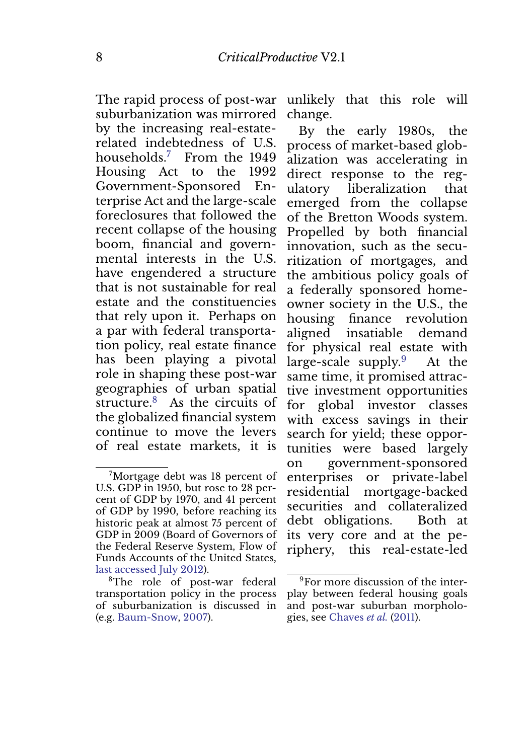The rapid process of post-war suburbanization was mirrored by the increasing real-estate-related indebtedness of U.S. households.[7] From the 1949 Housing Act to the 1992 Government-Sponsored Enterprise Act and the large-scale foreclosures that followed the recent collapse of the housing boom, financial and governmental interests in the U.S. have engendered a structure that is not sustainable for real estate and the constituencies that rely upon it. Perhaps on a par with federal transportation policy, real estate finance has been playing a pivotal role in shaping these post-war geographies of urban spatial structure.[8] As the circuits of the globalized financial system continue to move the levers of real estate markets, it is unlikely that this role will change.

By the early 1980s, the process of market-based globalization was accelerating in direct response to the regulatory liberalization that emerged from the collapse of the Bretton Woods system. Propelled by both financial innovation, such as the securitization of mortgages, and the ambitious policy goals of a federally sponsored homeowner society in the U.S., the housing finance revolution aligned insatiable demand for physical real estate with large-scale supply.[9] At the same time, it promised attractive investment opportunities for global investor classes with excess savings in their search for yield; these opportunities were based largely on government-sponsored enterprises or private-label residential mortgage-backed securities and collateralized debt obligations. Both at its very core and at the periphery, this real-estate-led

[7] Mortgage debt was 18 percent of U.S. GDP in 1950, but rose to 28 percent of GDP by 1970, and 41 percent of GDP by 1990, before reaching its historic peak at almost 75 percent of GDP in 2009 (Board of Governors of the Federal Reserve System, Flow of Funds Accounts of the United States, last accessed July 2012).

[8] The role of post-war federal transportation policy in the process of suburbanization is discussed in (e.g. Baum-Snow, 2007).

[9] For more discussion of the interplay between federal housing goals and post-war suburban morphologies, see Chaves *et al.* (2011).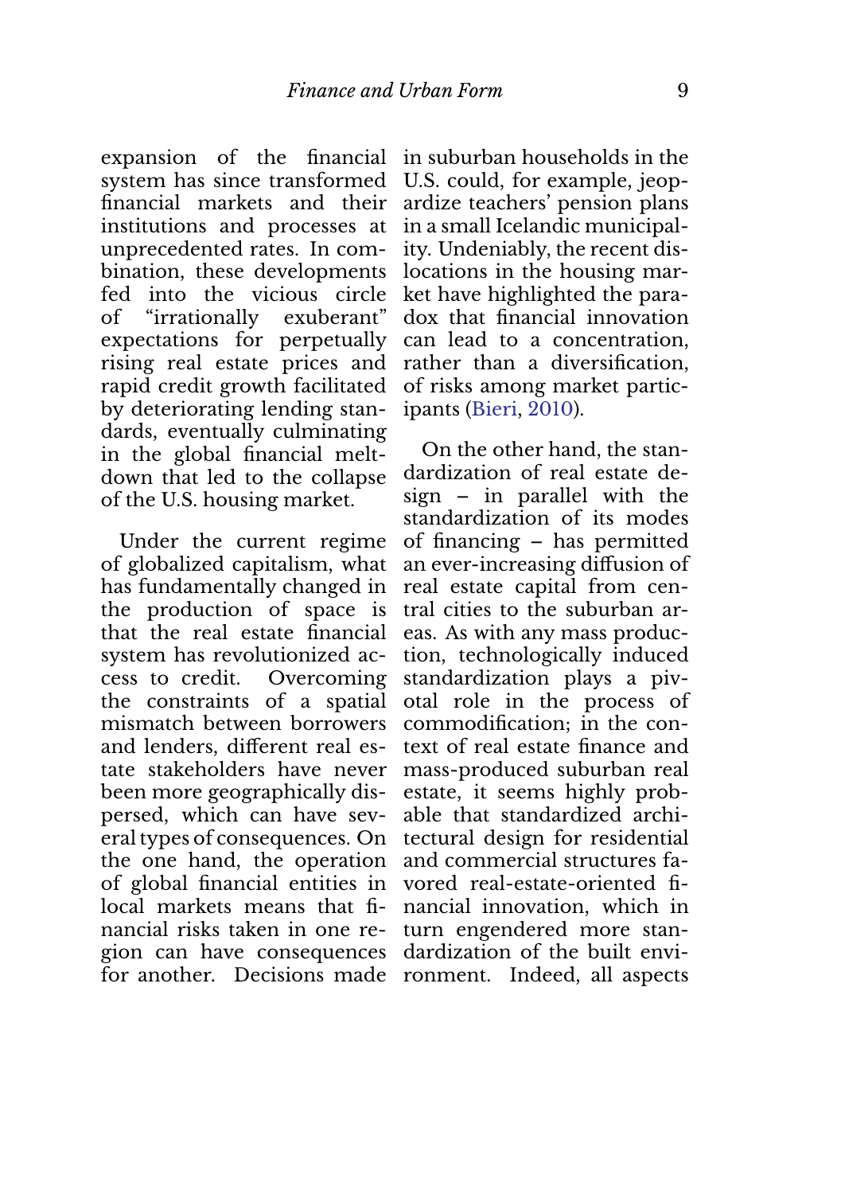expansion of the financial system has since transformed financial markets and their institutions and processes at unprecedented rates. In combination, these developments fed into the vicious circle of "irrationally exuberant" expectations for perpetually rising real estate prices and rapid credit growth facilitated by deteriorating lending standards, eventually culminating in the global financial meltdown that led to the collapse of the U.S. housing market.

Under the current regime of globalized capitalism, what has fundamentally changed in the production of space is that the real estate financial system has revolutionized access to credit. Overcoming the constraints of a spatial mismatch between borrowers and lenders, different real estate stakeholders have never been more geographically dispersed, which can have several types of consequences. On the one hand, the operation of global financial entities in local markets means that financial risks taken in one region can have consequences for another. Decisions made in suburban households in the U.S. could, for example, jeopardize teachers' pension plans in a small Icelandic municipality. Undeniably, the recent dislocations in the housing market have highlighted the paradox that financial innovation can lead to a concentration, rather than a diversification, of risks among market participants (Bieri, 2010).

On the other hand, the standardization of real estate design – in parallel with the standardization of its modes of financing – has permitted an ever-increasing diffusion of real estate capital from central cities to the suburban areas. As with any mass production, technologically induced standardization plays a pivotal role in the process of commodification; in the context of real estate finance and mass-produced suburban real estate, it seems highly probable that standardized architectural design for residential and commercial structures favored real-estate-oriented financial innovation, which in turn engendered more standardization of the built environment. Indeed, all aspects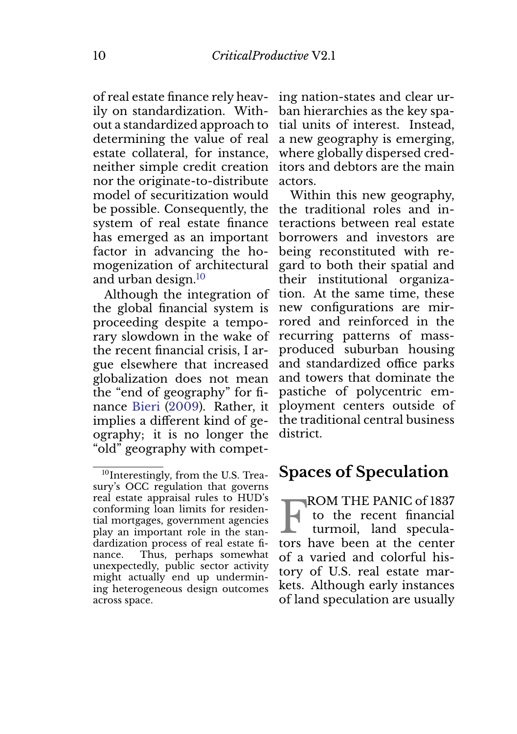of real estate finance rely heavily on standardization. Without a standardized approach to determining the value of real estate collateral, for instance, neither simple credit creation nor the originate-to-distribute model of securitization would be possible. Consequently, the system of real estate finance has emerged as an important factor in advancing the homogenization of architectural and urban design.[10]

Although the integration of the global financial system is proceeding despite a temporary slowdown in the wake of the recent financial crisis, I argue elsewhere that increased globalization does not mean the "end of geography" for finance Bieri (2009). Rather, it implies a different kind of geography; it is no longer the "old" geography with competing nation-states and clear urban hierarchies as the key spatial units of interest. Instead, a new geography is emerging, where globally dispersed creditors and debtors are the main actors.

Within this new geography, the traditional roles and interactions between real estate borrowers and investors are being reconstituted with regard to both their spatial and their institutional organization. At the same time, these new configurations are mirrored and reinforced in the recurring patterns of mass-produced suburban housing and standardized office parks and towers that dominate the pastiche of polycentric employment centers outside of the traditional central business district.

[10] Interestingly, from the U.S. Treasury's OCC regulation that governs real estate appraisal rules to HUD's conforming loan limits for residential mortgages, government agencies play an important role in the standardization process of real estate finance. Thus, perhaps somewhat unexpectedly, public sector activity might actually end up undermining heterogeneous design outcomes across space.

## Spaces of Speculation

FROM THE PANIC of 1837 to the recent financial turmoil, land speculators have been at the center of a varied and colorful history of U.S. real estate markets. Although early instances of land speculation are usually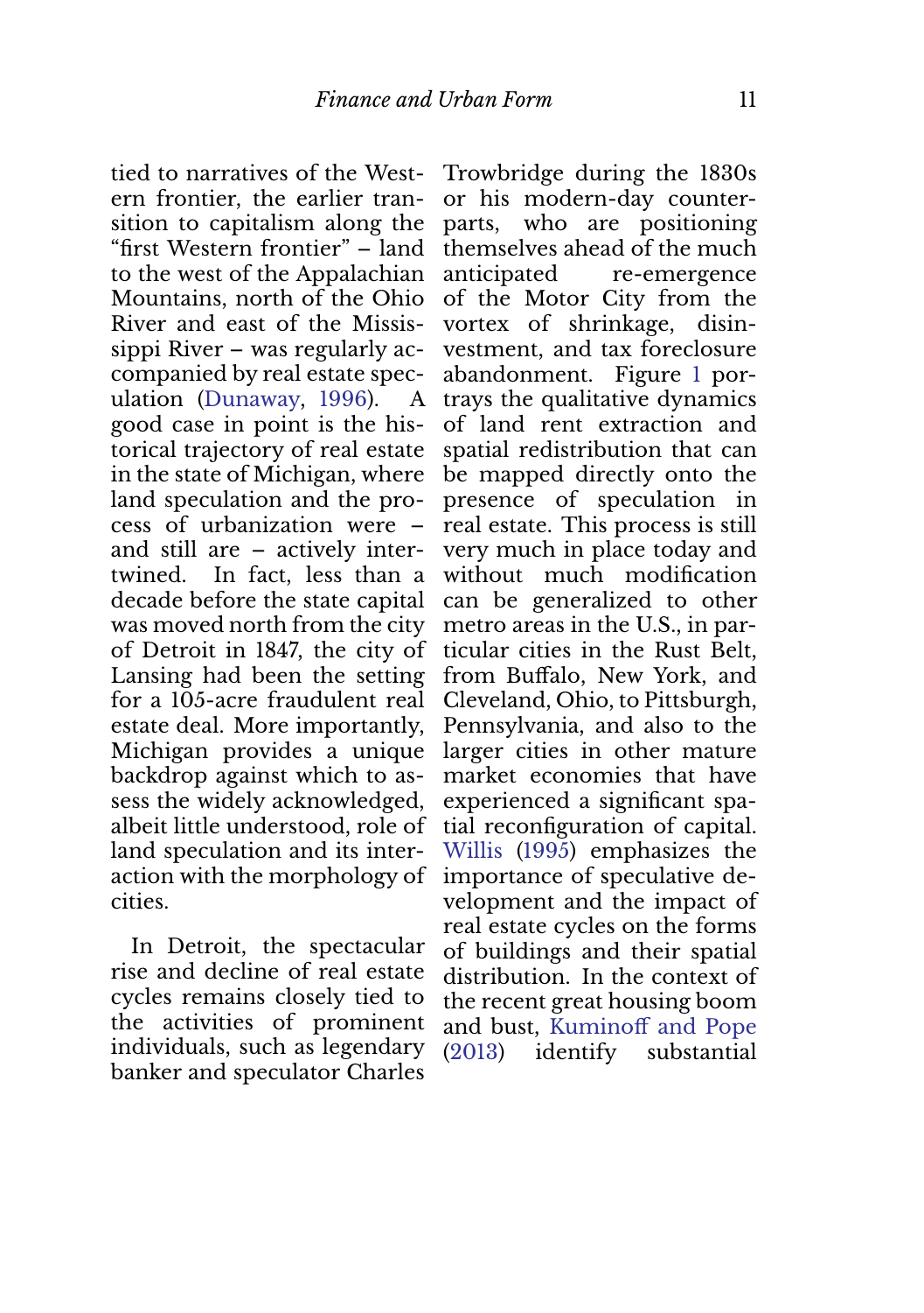tied to narratives of the Western frontier, the earlier transition to capitalism along the "first Western frontier" – land to the west of the Appalachian Mountains, north of the Ohio River and east of the Mississippi River – was regularly accompanied by real estate speculation (Dunaway, 1996). A good case in point is the historical trajectory of real estate in the state of Michigan, where land speculation and the process of urbanization were – and still are – actively intertwined. In fact, less than a decade before the state capital was moved north from the city of Detroit in 1847, the city of Lansing had been the setting for a 105-acre fraudulent real estate deal. More importantly, Michigan provides a unique backdrop against which to assess the widely acknowledged, albeit little understood, role of land speculation and its interaction with the morphology of cities.

In Detroit, the spectacular rise and decline of real estate cycles remains closely tied to the activities of prominent individuals, such as legendary banker and speculator Charles Trowbridge during the 1830s or his modern-day counterparts, who are positioning themselves ahead of the much anticipated re-emergence of the Motor City from the vortex of shrinkage, disinvestment, and tax foreclosure abandonment. Figure 1 portrays the qualitative dynamics of land rent extraction and spatial redistribution that can be mapped directly onto the presence of speculation in real estate. This process is still very much in place today and without much modification can be generalized to other metro areas in the U.S., in particular cities in the Rust Belt, from Buffalo, New York, and Cleveland, Ohio, to Pittsburgh, Pennsylvania, and also to the larger cities in other mature market economies that have experienced a significant spatial reconfiguration of capital. Willis (1995) emphasizes the importance of speculative development and the impact of real estate cycles on the forms of buildings and their spatial distribution. In the context of the recent great housing boom and bust, Kuminoff and Pope (2013) identify substantial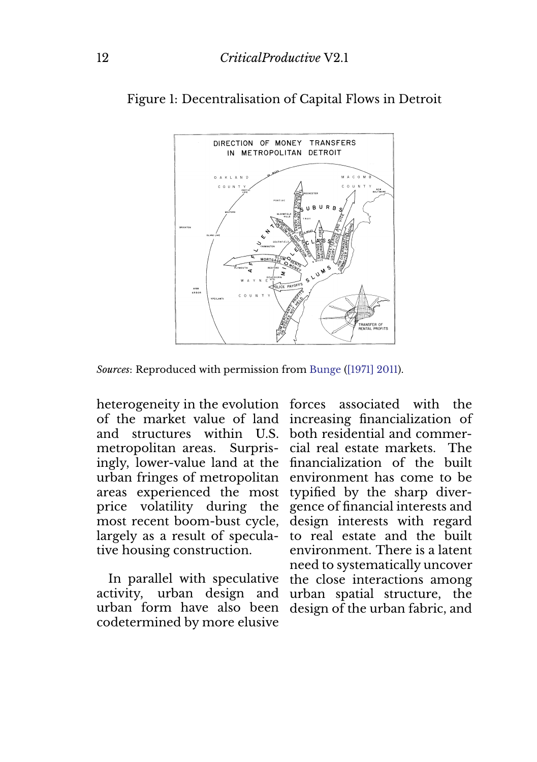Figure 1: Decentralisation of Capital Flows in Detroit

*Sources*: Reproduced with permission from Bunge ([1971] 2011).

heterogeneity in the evolution of the market value of land and structures within U.S. metropolitan areas. Surprisingly, lower-value land at the urban fringes of metropolitan areas experienced the most price volatility during the most recent boom-bust cycle, largely as a result of speculative housing construction.

In parallel with speculative activity, urban design and urban form have also been codetermined by more elusive forces associated with the increasing financialization of both residential and commercial real estate markets. The financialization of the built environment has come to be typified by the sharp divergence of financial interests and design interests with regard to real estate and the built environment. There is a latent need to systematically uncover the close interactions among urban spatial structure, the design of the urban fabric, and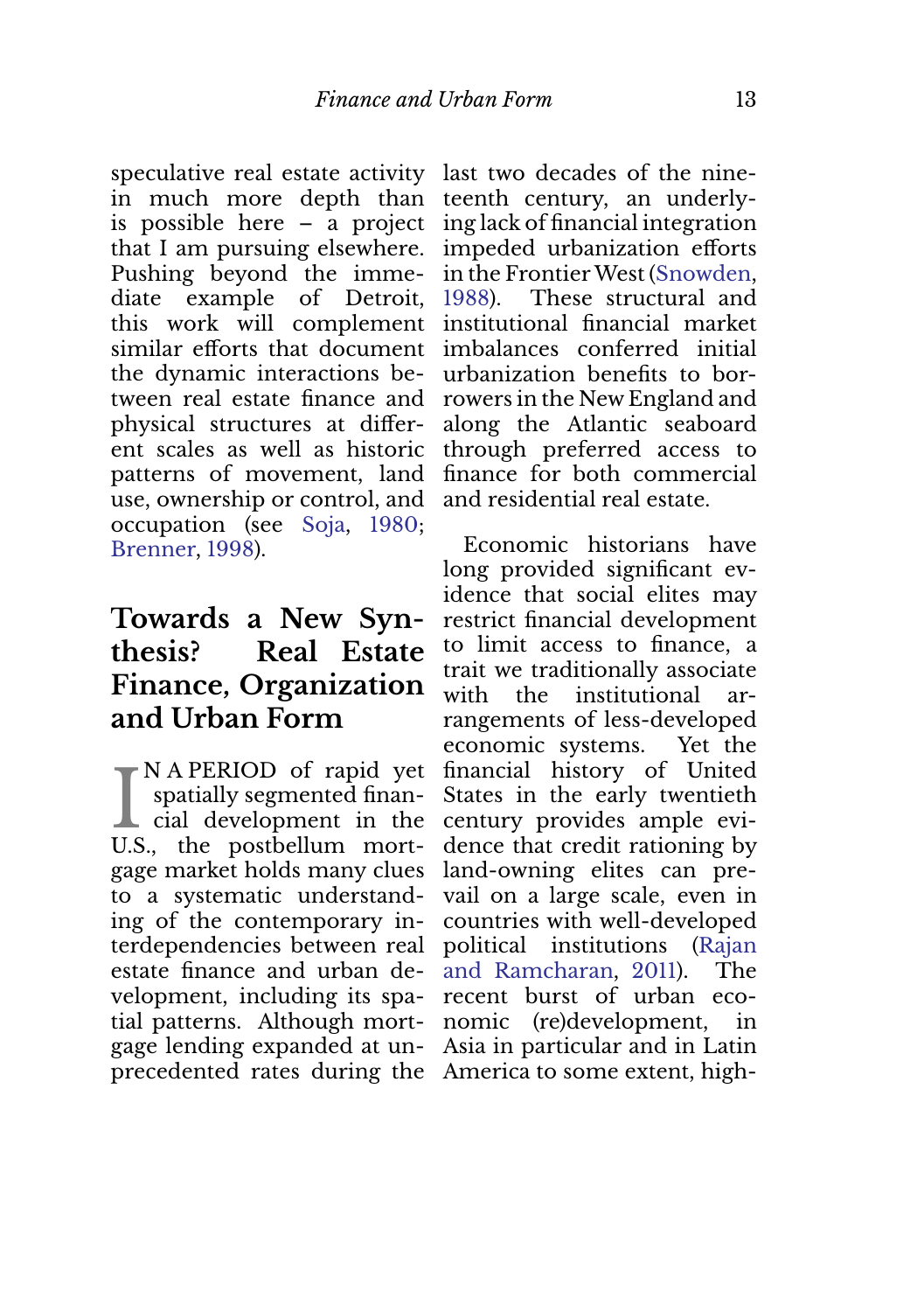speculative real estate activity in much more depth than is possible here – a project that I am pursuing elsewhere. Pushing beyond the immediate example of Detroit, this work will complement similar efforts that document the dynamic interactions between real estate finance and physical structures at different scales as well as historic patterns of movement, land use, ownership or control, and occupation (see Soja, 1980; Brenner, 1998).

## Towards a New Synthesis? Real Estate Finance, Organization and Urban Form

IN A PERIOD of rapid yet spatially segmented financial development in the U.S., the postbellum mortgage market holds many clues to a systematic understanding of the contemporary interdependencies between real estate finance and urban development, including its spatial patterns. Although mortgage lending expanded at unprecedented rates during the last two decades of the nineteenth century, an underlying lack of financial integration impeded urbanization efforts in the Frontier West (Snowden, 1988). These structural and institutional financial market imbalances conferred initial urbanization benefits to borrowers in the New England and along the Atlantic seaboard through preferred access to finance for both commercial and residential real estate.

Economic historians have long provided significant evidence that social elites may restrict financial development to limit access to finance, a trait we traditionally associate with the institutional arrangements of less-developed economic systems. Yet the financial history of United States in the early twentieth century provides ample evidence that credit rationing by land-owning elites can prevail on a large scale, even in countries with well-developed political institutions (Rajan and Ramcharan, 2011). The recent burst of urban economic (re)development, in Asia in particular and in Latin America to some extent, high-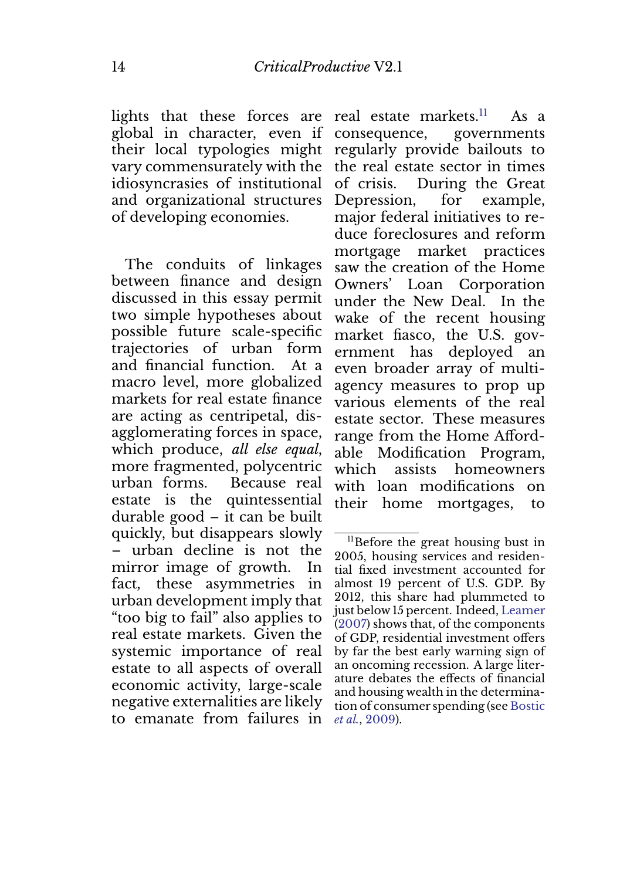lights that these forces are global in character, even if their local typologies might vary commensurately with the idiosyncrasies of institutional and organizational structures of developing economies.

The conduits of linkages between finance and design discussed in this essay permit two simple hypotheses about possible future scale-specific trajectories of urban form and financial function. At a macro level, more globalized markets for real estate finance are acting as centripetal, disagglomerating forces in space, which produce, *all else equal*, more fragmented, polycentric urban forms. Because real estate is the quintessential durable good – it can be built quickly, but disappears slowly – urban decline is not the mirror image of growth. In fact, these asymmetries in urban development imply that "too big to fail" also applies to real estate markets. Given the systemic importance of real estate to all aspects of overall economic activity, large-scale negative externalities are likely to emanate from failures in real estate markets.[11] As a consequence, governments regularly provide bailouts to the real estate sector in times of crisis. During the Great Depression, for example, major federal initiatives to reduce foreclosures and reform mortgage market practices saw the creation of the Home Owners' Loan Corporation under the New Deal. In the wake of the recent housing market fiasco, the U.S. government has deployed an even broader array of multi-agency measures to prop up various elements of the real estate sector. These measures range from the Home Affordable Modification Program, which assists homeowners with loan modifications on their home mortgages, to

[11] Before the great housing bust in 2005, housing services and residential fixed investment accounted for almost 19 percent of U.S. GDP. By 2012, this share had plummeted to just below 15 percent. Indeed, Leamer (2007) shows that, of the components of GDP, residential investment offers by far the best early warning sign of an oncoming recession. A large literature debates the effects of financial and housing wealth in the determination of consumer spending (see Bostic *et al.*, 2009).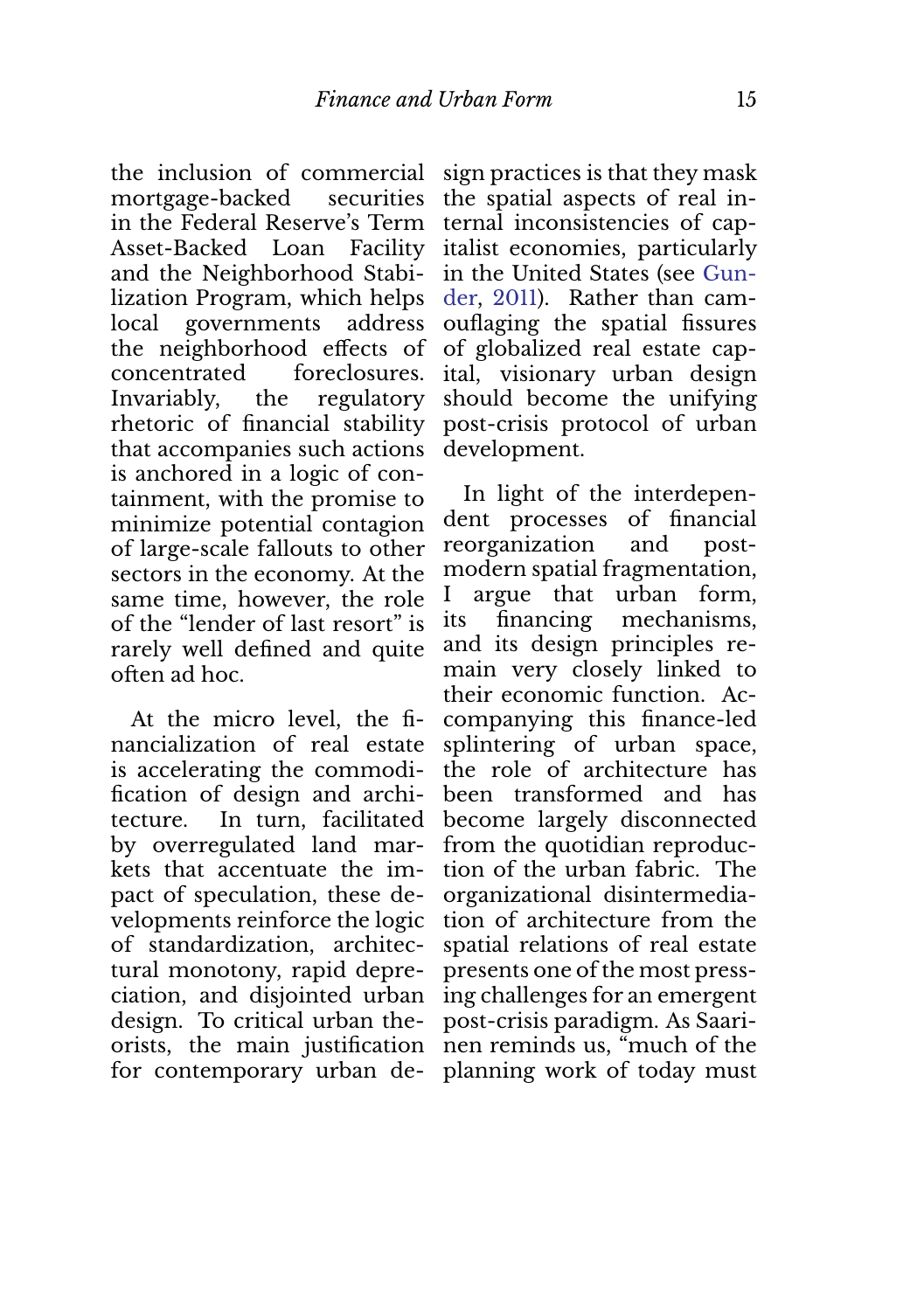the inclusion of commercial mortgage-backed securities in the Federal Reserve's Term Asset-Backed Loan Facility and the Neighborhood Stabilization Program, which helps local governments address the neighborhood effects of concentrated foreclosures. Invariably, the regulatory rhetoric of financial stability that accompanies such actions is anchored in a logic of containment, with the promise to minimize potential contagion of large-scale fallouts to other sectors in the economy. At the same time, however, the role of the "lender of last resort" is rarely well defined and quite often ad hoc.

At the micro level, the financialization of real estate is accelerating the commodification of design and architecture. In turn, facilitated by overregulated land markets that accentuate the impact of speculation, these developments reinforce the logic of standardization, architectural monotony, rapid depreciation, and disjointed urban design. To critical urban theorists, the main justification for contemporary urban design practices is that they mask the spatial aspects of real internal inconsistencies of capitalist economies, particularly in the United States (see Gunder, 2011). Rather than camouflaging the spatial fissures of globalized real estate capital, visionary urban design should become the unifying post-crisis protocol of urban development.

In light of the interdependent processes of financial reorganization and postmodern spatial fragmentation, I argue that urban form, its financing mechanisms, and its design principles remain very closely linked to their economic function. Accompanying this finance-led splintering of urban space, the role of architecture has been transformed and has become largely disconnected from the quotidian reproduction of the urban fabric. The organizational disintermediation of architecture from the spatial relations of real estate presents one of the most pressing challenges for an emergent post-crisis paradigm. As Saarinen reminds us, "much of the planning work of today must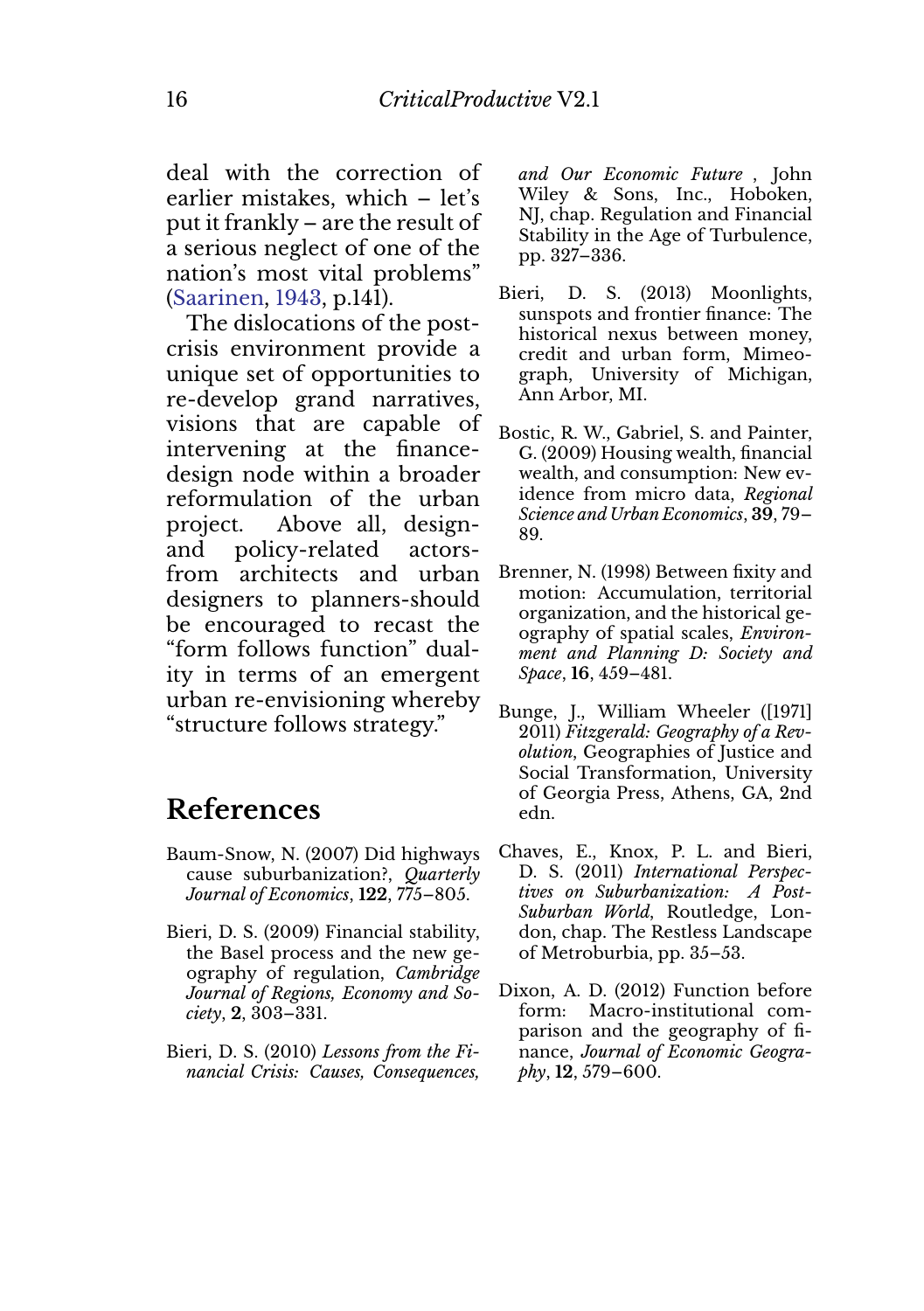deal with the correction of earlier mistakes, which – let's put it frankly – are the result of a serious neglect of one of the nation's most vital problems" (Saarinen, 1943, p.141).

The dislocations of the post-crisis environment provide a unique set of opportunities to re-develop grand narratives, visions that are capable of intervening at the finance-design node within a broader reformulation of the urban project. Above all, design- and policy-related actors-from architects and urban designers to planners-should be encouraged to recast the "form follows function" duality in terms of an emergent urban re-envisioning whereby "structure follows strategy."

## References

Baum-Snow, N. (2007) Did highways cause suburbanization?, *Quarterly Journal of Economics*, **122**, 775–805.

Bieri, D. S. (2009) Financial stability, the Basel process and the new geography of regulation, *Cambridge Journal of Regions, Economy and Society*, **2**, 303–331.

Bieri, D. S. (2010) *Lessons from the Financial Crisis: Causes, Consequences, and Our Economic Future* , John Wiley & Sons, Inc., Hoboken, NJ, chap. Regulation and Financial Stability in the Age of Turbulence, pp. 327–336.

Bieri, D. S. (2013) Moonlights, sunspots and frontier finance: The historical nexus between money, credit and urban form, Mimeograph, University of Michigan, Ann Arbor, MI.

Bostic, R. W., Gabriel, S. and Painter, G. (2009) Housing wealth, financial wealth, and consumption: New evidence from micro data, *Regional Science and Urban Economics*, **39**, 79–89.

Brenner, N. (1998) Between fixity and motion: Accumulation, territorial organization, and the historical geography of spatial scales, *Environment and Planning D: Society and Space*, **16**, 459–481.

Bunge, J., William Wheeler ([1971] 2011) *Fitzgerald: Geography of a Revolution*, Geographies of Justice and Social Transformation, University of Georgia Press, Athens, GA, 2nd edn.

Chaves, E., Knox, P. L. and Bieri, D. S. (2011) *International Perspectives on Suburbanization: A Post-Suburban World*, Routledge, London, chap. The Restless Landscape of Metroburbia, pp. 35–53.

Dixon, A. D. (2012) Function before form: Macro-institutional comparison and the geography of finance, *Journal of Economic Geography*, **12**, 579–600.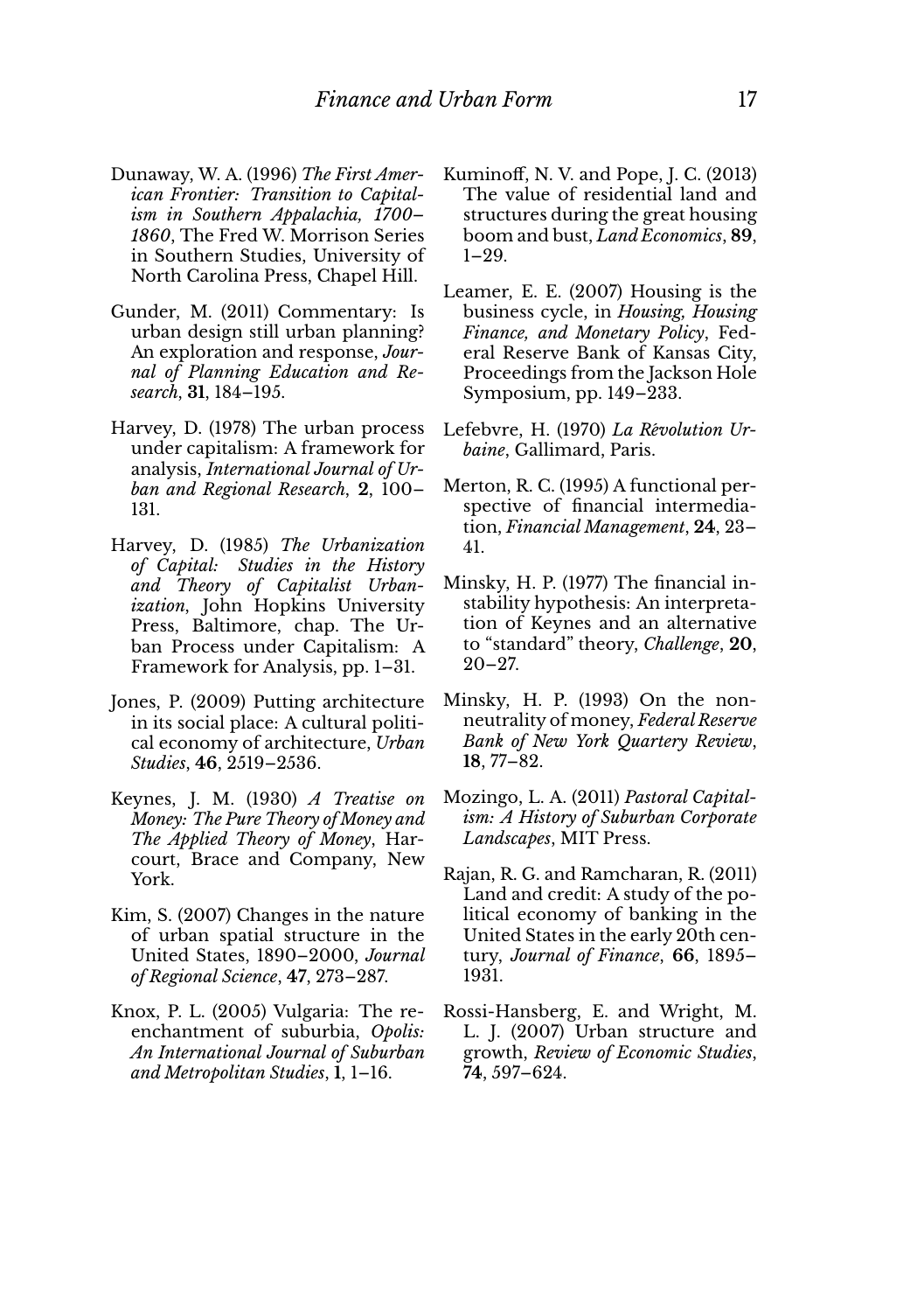Dunaway, W. A. (1996) *The First American Frontier: Transition to Capitalism in Southern Appalachia, 1700–1860*, The Fred W. Morrison Series in Southern Studies, University of North Carolina Press, Chapel Hill.

Gunder, M. (2011) Commentary: Is urban design still urban planning? An exploration and response, *Journal of Planning Education and Research*, **31**, 184–195.

Harvey, D. (1978) The urban process under capitalism: A framework for analysis, *International Journal of Urban and Regional Research*, **2**, 100–131.

Harvey, D. (1985) *The Urbanization of Capital: Studies in the History and Theory of Capitalist Urbanization*, John Hopkins University Press, Baltimore, chap. The Urban Process under Capitalism: A Framework for Analysis, pp. 1–31.

Jones, P. (2009) Putting architecture in its social place: A cultural political economy of architecture, *Urban Studies*, **46**, 2519–2536.

Keynes, J. M. (1930) *A Treatise on Money: The Pure Theory of Money and The Applied Theory of Money*, Harcourt, Brace and Company, New York.

Kim, S. (2007) Changes in the nature of urban spatial structure in the United States, 1890–2000, *Journal of Regional Science*, **47**, 273–287.

Knox, P. L. (2005) Vulgaria: The reenchantment of suburbia, *Opolis: An International Journal of Suburban and Metropolitan Studies*, **1**, 1–16.

Kuminoff, N. V. and Pope, J. C. (2013) The value of residential land and structures during the great housing boom and bust, *Land Economics*, **89**, 1–29.

Leamer, E. E. (2007) Housing is the business cycle, in *Housing, Housing Finance, and Monetary Policy*, Federal Reserve Bank of Kansas City, Proceedings from the Jackson Hole Symposium, pp. 149–233.

Lefebvre, H. (1970) *La Révolution Urbaine*, Gallimard, Paris.

Merton, R. C. (1995) A functional perspective of financial intermediation, *Financial Management*, **24**, 23–41.

Minsky, H. P. (1977) The financial instability hypothesis: An interpretation of Keynes and an alternative to "standard" theory, *Challenge*, **20**, 20–27.

Minsky, H. P. (1993) On the non-neutrality of money, *Federal Reserve Bank of New York Quartery Review*, **18**, 77–82.

Mozingo, L. A. (2011) *Pastoral Capitalism: A History of Suburban Corporate Landscapes*, MIT Press.

Rajan, R. G. and Ramcharan, R. (2011) Land and credit: A study of the political economy of banking in the United States in the early 20th century, *Journal of Finance*, **66**, 1895–1931.

Rossi-Hansberg, E. and Wright, M. L. J. (2007) Urban structure and growth, *Review of Economic Studies*, **74**, 597–624.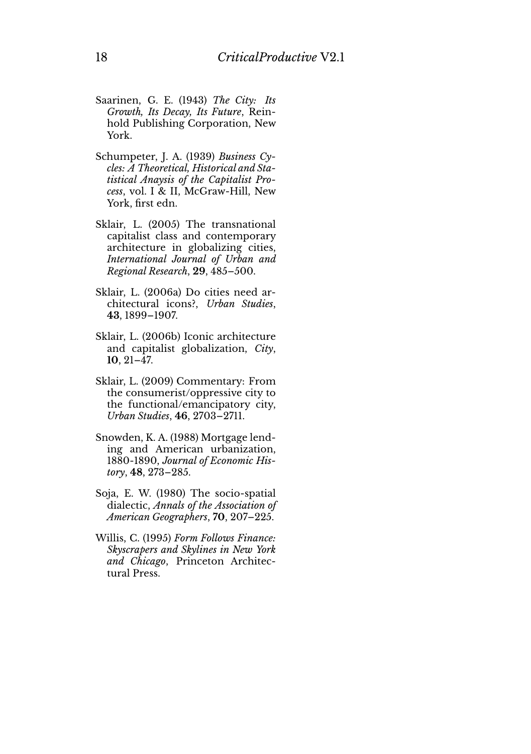Saarinen, G. E. (1943) *The City: Its Growth, Its Decay, Its Future*, Reinhold Publishing Corporation, New York.

Schumpeter, J. A. (1939) *Business Cycles: A Theoretical, Historical and Statistical Anaysis of the Capitalist Process*, vol. I & II, McGraw-Hill, New York, first edn.

Sklair, L. (2005) The transnational capitalist class and contemporary architecture in globalizing cities, *International Journal of Urban and Regional Research*, **29**, 485–500.

Sklair, L. (2006a) Do cities need architectural icons?, *Urban Studies*, **43**, 1899–1907.

Sklair, L. (2006b) Iconic architecture and capitalist globalization, *City*, **10**, 21–47.

Sklair, L. (2009) Commentary: From the consumerist/oppressive city to the functional/emancipatory city, *Urban Studies*, **46**, 2703–2711.

Snowden, K. A. (1988) Mortgage lending and American urbanization, 1880-1890, *Journal of Economic History*, **48**, 273–285.

Soja, E. W. (1980) The socio-spatial dialectic, *Annals of the Association of American Geographers*, **70**, 207–225.

Willis, C. (1995) *Form Follows Finance: Skyscrapers and Skylines in New York and Chicago*, Princeton Architectural Press.